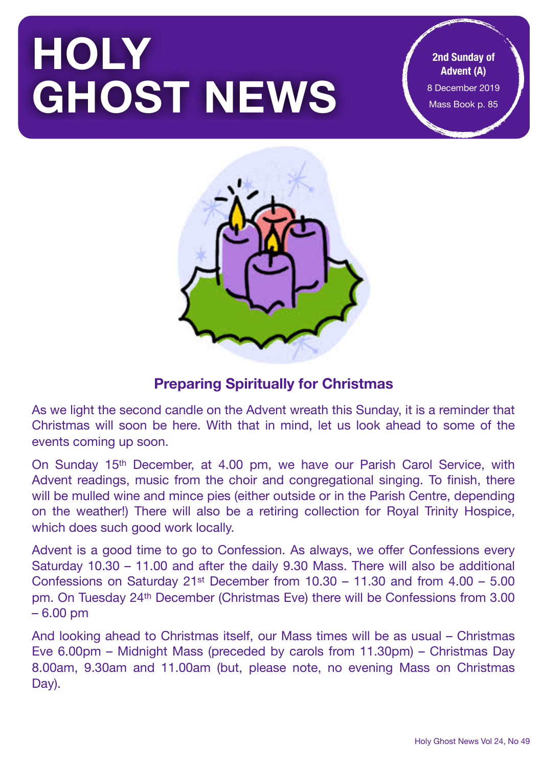# HOLY GHOST NEWS

**2nd Sunday of Advent (A)**
8 December 2019
Mass Book p. 85

## Preparing Spiritually for Christmas

As we light the second candle on the Advent wreath this Sunday, it is a reminder that Christmas will soon be here. With that in mind, let us look ahead to some of the events coming up soon.

On Sunday 15th December, at 4.00 pm, we have our Parish Carol Service, with Advent readings, music from the choir and congregational singing. To finish, there will be mulled wine and mince pies (either outside or in the Parish Centre, depending on the weather!) There will also be a retiring collection for Royal Trinity Hospice, which does such good work locally.

Advent is a good time to go to Confession. As always, we offer Confessions every Saturday 10.30 – 11.00 and after the daily 9.30 Mass. There will also be additional Confessions on Saturday 21st December from 10.30 – 11.30 and from 4.00 – 5.00 pm. On Tuesday 24th December (Christmas Eve) there will be Confessions from 3.00 – 6.00 pm

And looking ahead to Christmas itself, our Mass times will be as usual – Christmas Eve 6.00pm – Midnight Mass (preceded by carols from 11.30pm) – Christmas Day 8.00am, 9.30am and 11.00am (but, please note, no evening Mass on Christmas Day).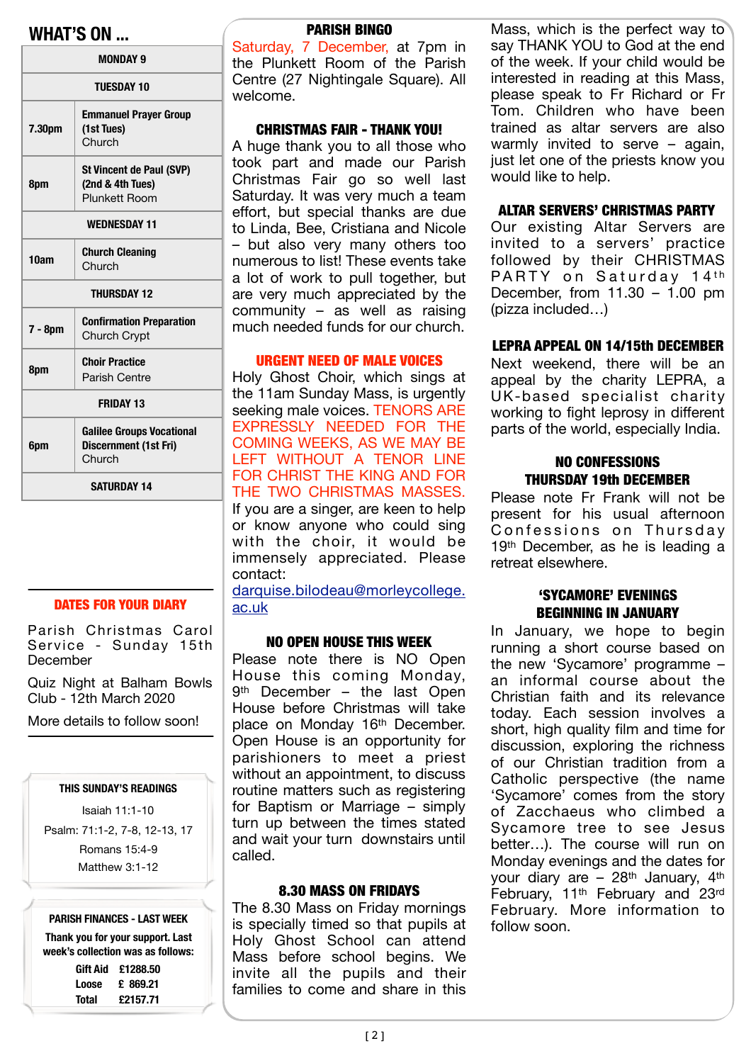## WHAT'S ON ...

| | MONDAY 9 |
|---|---|
| | **TUESDAY 10** |
| 7.30pm | **Emmanuel Prayer Group (1st Tues)** Church |
| 8pm | **St Vincent de Paul (SVP) (2nd & 4th Tues)** Plunkett Room |
| | **WEDNESDAY 11** |
| 10am | **Church Cleaning** Church |
| | **THURSDAY 12** |
| 7 - 8pm | **Confirmation Preparation** Church Crypt |
| 8pm | **Choir Practice** Parish Centre |
| | **FRIDAY 13** |
| 6pm | **Galilee Groups Vocational Discernment (1st Fri)** Church |
| | **SATURDAY 14** |

### DATES FOR YOUR DIARY

Parish Christmas Carol Service - Sunday 15th December

Quiz Night at Balham Bowls Club - 12th March 2020

More details to follow soon!

### THIS SUNDAY'S READINGS

Isaiah 11:1-10

Psalm: 71:1-2, 7-8, 12-13, 17

Romans 15:4-9

Matthew 3:1-12

### PARISH FINANCES - LAST WEEK

**Thank you for your support. Last week's collection was as follows:**

| | |
|---|---|
| Gift Aid | £1288.50 |
| Loose | £ 869.21 |
| Total | £2157.71 |

### PARISH BINGO

Saturday, 7 December, at 7pm in the Plunkett Room of the Parish Centre (27 Nightingale Square). All welcome.

### CHRISTMAS FAIR - THANK YOU!

A huge thank you to all those who took part and made our Parish Christmas Fair go so well last Saturday. It was very much a team effort, but special thanks are due to Linda, Bee, Cristiana and Nicole – but also very many others too numerous to list! These events take a lot of work to pull together, but are very much appreciated by the community – as well as raising much needed funds for our church.

### URGENT NEED OF MALE VOICES

Holy Ghost Choir, which sings at the 11am Sunday Mass, is urgently seeking male voices. TENORS ARE EXPRESSLY NEEDED FOR THE COMING WEEKS, AS WE MAY BE LEFT WITHOUT A TENOR LINE FOR CHRIST THE KING AND FOR THE TWO CHRISTMAS MASSES. If you are a singer, are keen to help or know anyone who could sing with the choir, it would be immensely appreciated. Please contact: darquise.bilodeau@morleycollege.ac.uk

### NO OPEN HOUSE THIS WEEK

Please note there is NO Open House this coming Monday, 9th December – the last Open House before Christmas will take place on Monday 16th December. Open House is an opportunity for parishioners to meet a priest without an appointment, to discuss routine matters such as registering for Baptism or Marriage – simply turn up between the times stated and wait your turn downstairs until called.

### 8.30 MASS ON FRIDAYS

The 8.30 Mass on Friday mornings is specially timed so that pupils at Holy Ghost School can attend Mass before school begins. We invite all the pupils and their families to come and share in this Mass, which is the perfect way to say THANK YOU to God at the end of the week. If your child would be interested in reading at this Mass, please speak to Fr Richard or Fr Tom. Children who have been trained as altar servers are also warmly invited to serve – again, just let one of the priests know you would like to help.

### ALTAR SERVERS' CHRISTMAS PARTY

Our existing Altar Servers are invited to a servers' practice followed by their CHRISTMAS PARTY on Saturday 14th December, from 11.30 – 1.00 pm (pizza included…)

### LEPRA APPEAL ON 14/15th DECEMBER

Next weekend, there will be an appeal by the charity LEPRA, a UK-based specialist charity working to fight leprosy in different parts of the world, especially India.

### NO CONFESSIONS THURSDAY 19th DECEMBER

Please note Fr Frank will not be present for his usual afternoon Confessions on Thursday 19th December, as he is leading a retreat elsewhere.

### 'SYCAMORE' EVENINGS BEGINNING IN JANUARY

In January, we hope to begin running a short course based on the new 'Sycamore' programme – an informal course about the Christian faith and its relevance today. Each session involves a short, high quality film and time for discussion, exploring the richness of our Christian tradition from a Catholic perspective (the name 'Sycamore' comes from the story of Zacchaeus who climbed a Sycamore tree to see Jesus better…). The course will run on Monday evenings and the dates for your diary are – 28th January, 4th February, 11th February and 23rd February. More information to follow soon.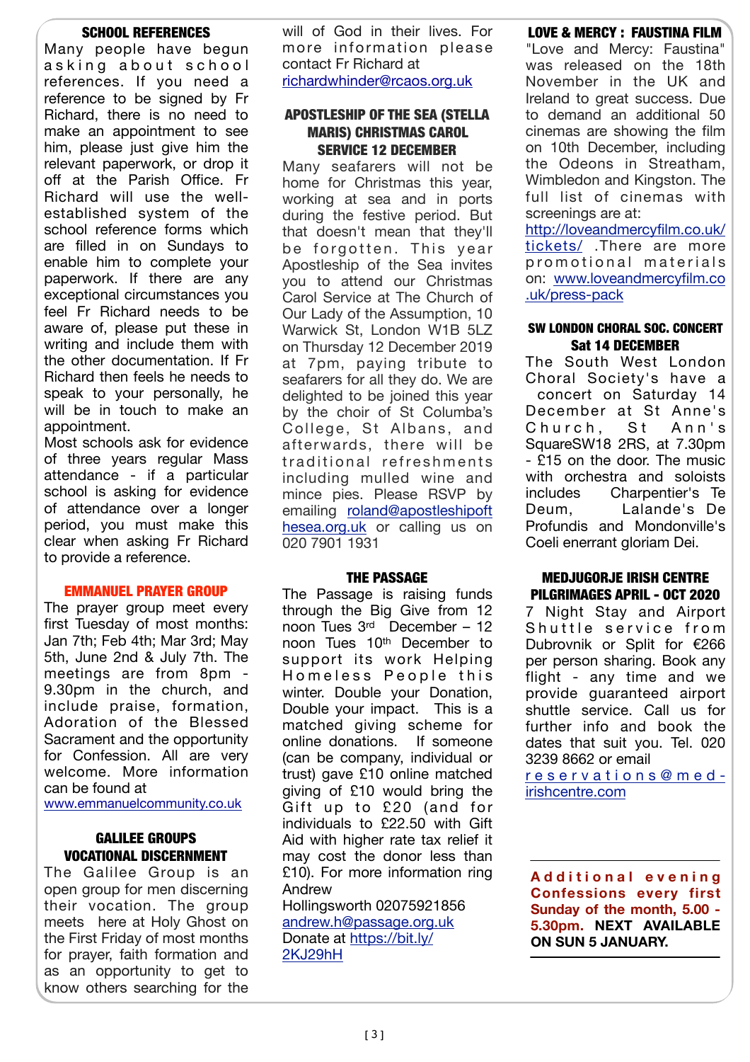### SCHOOL REFERENCES

Many people have begun asking about school references. If you need a reference to be signed by Fr Richard, there is no need to make an appointment to see him, please just give him the relevant paperwork, or drop it off at the Parish Office. Fr Richard will use the well-established system of the school reference forms which are filled in on Sundays to enable him to complete your paperwork. If there are any exceptional circumstances you feel Fr Richard needs to be aware of, please put these in writing and include them with the other documentation. If Fr Richard then feels he needs to speak to your personally, he will be in touch to make an appointment.

Most schools ask for evidence of three years regular Mass attendance - if a particular school is asking for evidence of attendance over a longer period, you must make this clear when asking Fr Richard to provide a reference.

### EMMANUEL PRAYER GROUP

The prayer group meet every first Tuesday of most months: Jan 7th; Feb 4th; Mar 3rd; May 5th, June 2nd & July 7th. The meetings are from 8pm - 9.30pm in the church, and include praise, formation, Adoration of the Blessed Sacrament and the opportunity for Confession. All are very welcome. More information can be found at www.emmanuelcommunity.co.uk

### GALILEE GROUPS VOCATIONAL DISCERNMENT

The Galilee Group is an open group for men discerning their vocation. The group meets here at Holy Ghost on the First Friday of most months for prayer, faith formation and as an opportunity to get to know others searching for the will of God in their lives. For more information please contact Fr Richard at richardwhinder@rcaos.org.uk

### APOSTLESHIP OF THE SEA (STELLA MARIS) CHRISTMAS CAROL SERVICE 12 DECEMBER

Many seafarers will not be home for Christmas this year, working at sea and in ports during the festive period. But that doesn't mean that they'll be forgotten. This year Apostleship of the Sea invites you to attend our Christmas Carol Service at The Church of Our Lady of the Assumption, 10 Warwick St, London W1B 5LZ on Thursday 12 December 2019 at 7pm, paying tribute to seafarers for all they do. We are delighted to be joined this year by the choir of St Columba's College, St Albans, and afterwards, there will be traditional refreshments including mulled wine and mince pies. Please RSVP by emailing roland@apostleshipofthesea.org.uk or calling us on 020 7901 1931

### THE PASSAGE

The Passage is raising funds through the Big Give from 12 noon Tues 3rd December – 12 noon Tues 10th December to support its work Helping Homeless People this winter. Double your Donation, Double your impact. This is a matched giving scheme for online donations. If someone (can be company, individual or trust) gave £10 online matched giving of £10 would bring the Gift up to £20 (and for individuals to £22.50 with Gift Aid with higher rate tax relief it may cost the donor less than £10). For more information ring Andrew Hollingsworth 02075921856 andrew.h@passage.org.uk
Donate at https://bit.ly/2KJ29hH

### LOVE & MERCY : FAUSTINA FILM

"Love and Mercy: Faustina" was released on the 18th November in the UK and Ireland to great success. Due to demand an additional 50 cinemas are showing the film on 10th December, including the Odeons in Streatham, Wimbledon and Kingston. The full list of cinemas with screenings are at: http://loveandmercyfilm.co.uk/tickets/ .There are more promotional materials on: www.loveandmercyfilm.co.uk/press-pack

### SW LONDON CHORAL SOC. CONCERT Sat 14 DECEMBER

The South West London Choral Society's have a concert on Saturday 14 December at St Anne's Church, St Ann's SquareSW18 2RS, at 7.30pm - £15 on the door. The music with orchestra and soloists includes Charpentier's Te Deum, Lalande's De Profundis and Mondonville's Coeli enerrant gloriam Dei.

### MEDJUGORJE IRISH CENTRE PILGRIMAGES APRIL - OCT 2020

7 Night Stay and Airport Shuttle service from Dubrovnik or Split for €266 per person sharing. Book any flight - any time and we provide guaranteed airport shuttle service. Call us for further info and book the dates that suit you. Tel. 020 3239 8662 or email reservations@med-irishcentre.com

---

**Additional evening Confessions every first Sunday of the month, 5.00 - 5.30pm. NEXT AVAILABLE ON SUN 5 JANUARY.**

---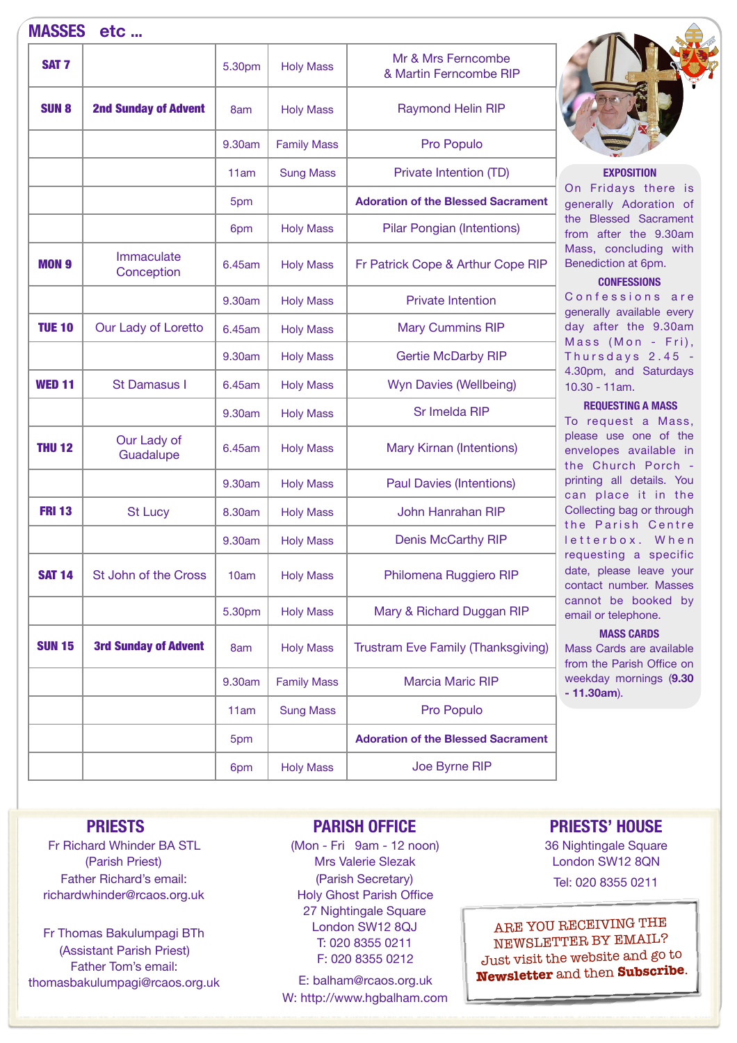## MASSES etc ...

| | | | | |
|---|---|---|---|---|
| **SAT 7** | | 5.30pm | Holy Mass | Mr & Mrs Ferncombe & Martin Ferncombe RIP |
| **SUN 8** | **2nd Sunday of Advent** | 8am | Holy Mass | Raymond Helin RIP |
| | | 9.30am | Family Mass | Pro Populo |
| | | 11am | Sung Mass | Private Intention (TD) |
| | | 5pm | | **Adoration of the Blessed Sacrament** |
| | | 6pm | Holy Mass | Pilar Pongian (Intentions) |
| **MON 9** | Immaculate Conception | 6.45am | Holy Mass | Fr Patrick Cope & Arthur Cope RIP |
| | | 9.30am | Holy Mass | Private Intention |
| **TUE 10** | Our Lady of Loretto | 6.45am | Holy Mass | Mary Cummins RIP |
| | | 9.30am | Holy Mass | Gertie McDarby RIP |
| **WED 11** | St Damasus I | 6.45am | Holy Mass | Wyn Davies (Wellbeing) |
| | | 9.30am | Holy Mass | Sr Imelda RIP |
| **THU 12** | Our Lady of Guadalupe | 6.45am | Holy Mass | Mary Kirnan (Intentions) |
| | | 9.30am | Holy Mass | Paul Davies (Intentions) |
| **FRI 13** | St Lucy | 8.30am | Holy Mass | John Hanrahan RIP |
| | | 9.30am | Holy Mass | Denis McCarthy RIP |
| **SAT 14** | St John of the Cross | 10am | Holy Mass | Philomena Ruggiero RIP |
| | | 5.30pm | Holy Mass | Mary & Richard Duggan RIP |
| **SUN 15** | **3rd Sunday of Advent** | 8am | Holy Mass | Trustram Eve Family (Thanksgiving) |
| | | 9.30am | Family Mass | Marcia Maric RIP |
| | | 11am | Sung Mass | Pro Populo |
| | | 5pm | | **Adoration of the Blessed Sacrament** |
| | | 6pm | Holy Mass | Joe Byrne RIP |

### EXPOSITION

On Fridays there is generally Adoration of the Blessed Sacrament from after the 9.30am Mass, concluding with Benediction at 6pm.

### CONFESSIONS

Confessions are generally available every day after the 9.30am Mass (Mon - Fri), Thursdays 2.45 - 4.30pm, and Saturdays 10.30 - 11am.

### REQUESTING A MASS

To request a Mass, please use one of the envelopes available in the Church Porch - printing all details. You can place it in the Collecting bag or through the Parish Centre letterbox. When requesting a specific date, please leave your contact number. Masses cannot be booked by email or telephone.

### MASS CARDS

Mass Cards are available from the Parish Office on weekday mornings (**9.30 - 11.30am**).

## PRIESTS

Fr Richard Whinder BA STL
(Parish Priest)
Father Richard's email:
richardwhinder@rcaos.org.uk

Fr Thomas Bakulumpagi BTh
(Assistant Parish Priest)
Father Tom's email:
thomasbakulumpagi@rcaos.org.uk

## PARISH OFFICE

(Mon - Fri 9am - 12 noon)
Mrs Valerie Slezak
(Parish Secretary)
Holy Ghost Parish Office
27 Nightingale Square
London SW12 8QJ
T: 020 8355 0211
F: 020 8355 0212

E: balham@rcaos.org.uk
W: http://www.hgbalham.com

## PRIESTS' HOUSE

36 Nightingale Square
London SW12 8QN

Tel: 020 8355 0211

ARE YOU RECEIVING THE NEWSLETTER BY EMAIL?
Just visit the website and go to **Newsletter** and then **Subscribe**.